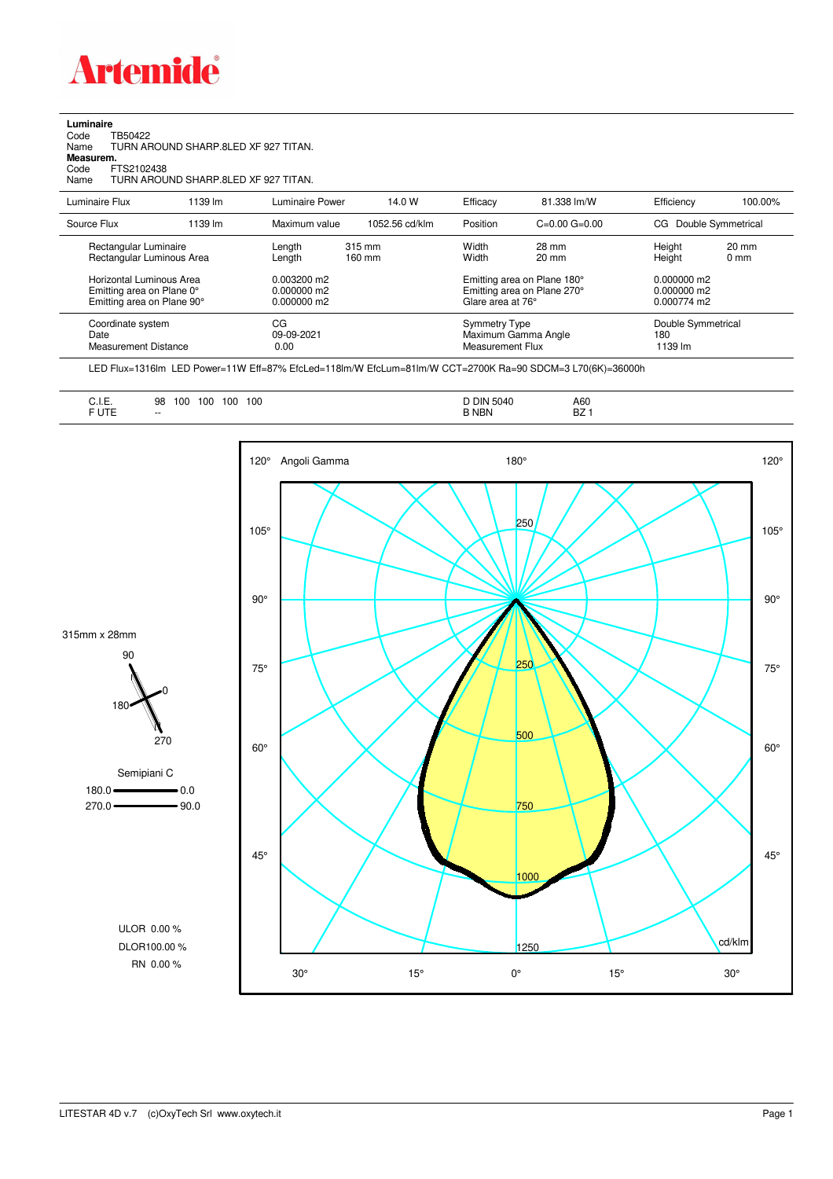# Artemide

**Luminaire**
Code TB50422
Name TURN AROUND SHARP.8LED XF 927 TITAN.
**Measurem.**
Code FTS2102438
Name TURN AROUND SHARP.8LED XF 927 TITAN.

| Luminaire Flux | 1139 lm | Luminaire Power | 14.0 W | Efficacy | 81.338 lm/W | Efficiency | 100.00% |
|---|---|---|---|---|---|---|---|
| Source Flux | 1139 lm | Maximum value | 1052.56 cd/klm | Position | C=0.00 G=0.00 | CG | Double Symmetrical |

| | | | | | | |
|---|---|---|---|---|---|---|
| Rectangular Luminaire | Length | 315 mm | Width | 28 mm | Height | 20 mm |
| Rectangular Luminous Area | Length | 160 mm | Width | 20 mm | Height | 0 mm |
| Horizontal Luminous Area | 0.003200 m2 | | Emitting area on Plane 180° | | 0.000000 m2 | |
| Emitting area on Plane 0° | 0.000000 m2 | | Emitting area on Plane 270° | | 0.000000 m2 | |
| Emitting area on Plane 90° | 0.000000 m2 | | Glare area at 76° | | 0.000774 m2 | |

| | | | |
|---|---|---|---|
| Coordinate system | CG | Symmetry Type | Double Symmetrical |
| Date | 09-09-2021 | Maximum Gamma Angle | 180 |
| Measurement Distance | 0.00 | Measurement Flux | 1139 lm |

LED Flux=1316lm LED Power=11W Eff=87% EfcLed=118lm/W EfcLum=81lm/W CCT=2700K Ra=90 SDCM=3 L70(6K)=36000h

| | | | |
|---|---|---|---|
| C.I.E. | 98 100 100 100 100 | D DIN 5040 | A60 |
| F UTE | -- | B NBN | BZ 1 |

315mm x 28mm

Semipiani C
180.0 — 0.0
270.0 — 90.0

ULOR 0.00 %
DLOR100.00 %
RN 0.00 %

Angoli Gamma — cd/klm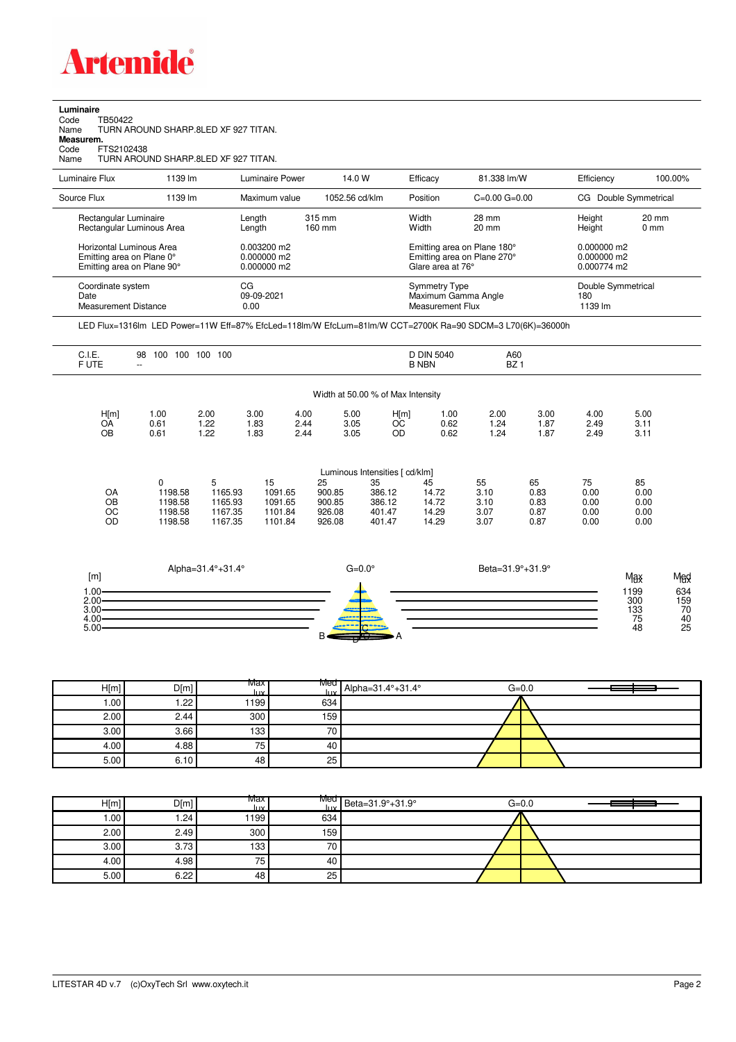Artemide

**Luminaire**
Code TB50422
Name TURN AROUND SHARP.8LED XF 927 TITAN.
**Measurem.**
Code FTS2102438
Name TURN AROUND SHARP.8LED XF 927 TITAN.

| | | | | | | | |
|---|---|---|---|---|---|---|---|
| Luminaire Flux | 1139 lm | Luminaire Power | 14.0 W | Efficacy | 81.338 lm/W | Efficiency | 100.00% |
| Source Flux | 1139 lm | Maximum value | 1052.56 cd/klm | Position | C=0.00 G=0.00 | CG | Double Symmetrical |

| | | | | | | | |
|---|---|---|---|---|---|---|---|
| Rectangular Luminaire | Length | 315 mm | Width | 28 mm | Height | 20 mm |
| Rectangular Luminous Area | Length | 160 mm | Width | 20 mm | Height | 0 mm |

| | | | |
|---|---|---|---|
| Horizontal Luminous Area | 0.003200 m2 | Emitting area on Plane 180° | 0.000000 m2 |
| Emitting area on Plane 0° | 0.000000 m2 | Emitting area on Plane 270° | 0.000000 m2 |
| Emitting area on Plane 90° | 0.000000 m2 | Glare area at 76° | 0.000774 m2 |

| | | | |
|---|---|---|---|
| Coordinate system | CG | Symmetry Type | Double Symmetrical |
| Date | 09-09-2021 | Maximum Gamma Angle | 180 |
| Measurement Distance | 0.00 | Measurement Flux | 1139 lm |

LED Flux=1316lm LED Power=11W Eff=87% EfcLed=118lm/W EfcLum=81lm/W CCT=2700K Ra=90 SDCM=3 L70(6K)=36000h

| | | | |
|---|---|---|---|
| C.I.E. | 98 100 100 100 100 | D DIN 5040 | A60 |
| F UTE | -- | B NBN | BZ 1 |

Width at 50.00 % of Max Intensity

| H[m] | 1.00 | 2.00 | 3.00 | 4.00 | 5.00 | H[m] | 1.00 | 2.00 | 3.00 | 4.00 | 5.00 |
|---|---|---|---|---|---|---|---|---|---|---|---|
| OA | 0.61 | 1.22 | 1.83 | 2.44 | 3.05 | OC | 0.62 | 1.24 | 1.87 | 2.49 | 3.11 |
| OB | 0.61 | 1.22 | 1.83 | 2.44 | 3.05 | OD | 0.62 | 1.24 | 1.87 | 2.49 | 3.11 |

Luminous Intensities [ cd/klm]

| | 0 | 5 | 15 | 25 | 35 | 45 | 55 | 65 | 75 | 85 |
|---|---|---|---|---|---|---|---|---|---|---|
| OA | 1198.58 | 1165.93 | 1091.65 | 900.85 | 386.12 | 14.72 | 3.10 | 0.83 | 0.00 | 0.00 |
| OB | 1198.58 | 1165.93 | 1091.65 | 900.85 | 386.12 | 14.72 | 3.10 | 0.83 | 0.00 | 0.00 |
| OC | 1198.58 | 1167.35 | 1101.84 | 926.08 | 401.47 | 14.29 | 3.07 | 0.87 | 0.00 | 0.00 |
| OD | 1198.58 | 1167.35 | 1101.84 | 926.08 | 401.47 | 14.29 | 3.07 | 0.87 | 0.00 | 0.00 |

Alpha=31.4°+31.4°
G=0.0°
Beta=31.9°+31.9°
[m]
1.00
2.00
3.00
4.00
5.00
B A C D
Max lux: 1199 300 133 75 48
Med lux: 634 159 70 40 25

| H[m] | D[m] | Max lux | Med lux | Alpha=31.4°+31.4° | G=0.0 |
|---|---|---|---|---|---|
| 1.00 | 1.22 | 1199 | 634 | | |
| 2.00 | 2.44 | 300 | 159 | | |
| 3.00 | 3.66 | 133 | 70 | | |
| 4.00 | 4.88 | 75 | 40 | | |
| 5.00 | 6.10 | 48 | 25 | | |

| H[m] | D[m] | Max lux | Med lux | Beta=31.9°+31.9° | G=0.0 |
|---|---|---|---|---|---|
| 1.00 | 1.24 | 1199 | 634 | | |
| 2.00 | 2.49 | 300 | 159 | | |
| 3.00 | 3.73 | 133 | 70 | | |
| 4.00 | 4.98 | 75 | 40 | | |
| 5.00 | 6.22 | 48 | 25 | | |

LITESTAR 4D v.7 (c)OxyTech Srl www.oxytech.it